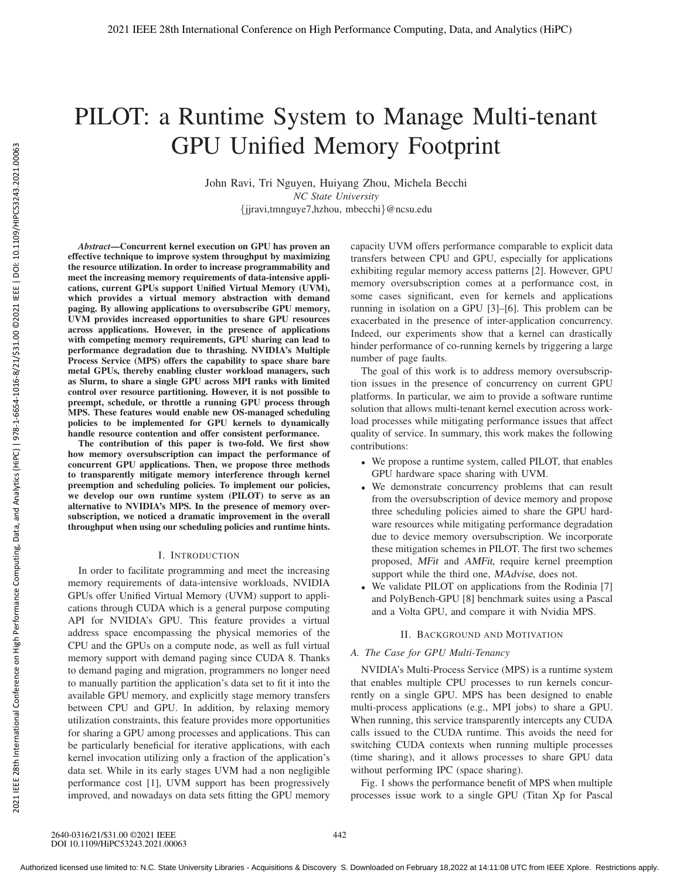# PILOT: a Runtime System to Manage Multi-tenant GPU Unified Memory Footprint

John Ravi, Tri Nguyen, Huiyang Zhou, Michela Becchi
*NC State University*
{jjravi,tmnguye7,hzhou, mbecchi}@ncsu.edu

***Abstract*—Concurrent kernel execution on GPU has proven an effective technique to improve system throughput by maximizing the resource utilization. In order to increase programmability and meet the increasing memory requirements of data-intensive applications, current GPUs support Unified Virtual Memory (UVM), which provides a virtual memory abstraction with demand paging. By allowing applications to oversubscribe GPU memory, UVM provides increased opportunities to share GPU resources across applications. However, in the presence of applications with competing memory requirements, GPU sharing can lead to performance degradation due to thrashing. NVIDIA's Multiple Process Service (MPS) offers the capability to space share bare metal GPUs, thereby enabling cluster workload managers, such as Slurm, to share a single GPU across MPI ranks with limited control over resource partitioning. However, it is not possible to preempt, schedule, or throttle a running GPU process through MPS. These features would enable new OS-managed scheduling policies to be implemented for GPU kernels to dynamically handle resource contention and offer consistent performance.**

**The contribution of this paper is two-fold. We first show how memory oversubscription can impact the performance of concurrent GPU applications. Then, we propose three methods to transparently mitigate memory interference through kernel preemption and scheduling policies. To implement our policies, we develop our own runtime system (PILOT) to serve as an alternative to NVIDIA's MPS. In the presence of memory oversubscription, we noticed a dramatic improvement in the overall throughput when using our scheduling policies and runtime hints.**

## I. Introduction

In order to facilitate programming and meet the increasing memory requirements of data-intensive workloads, NVIDIA GPUs offer Unified Virtual Memory (UVM) support to applications through CUDA which is a general purpose computing API for NVIDIA's GPU. This feature provides a virtual address space encompassing the physical memories of the CPU and the GPUs on a compute node, as well as full virtual memory support with demand paging since CUDA 8. Thanks to demand paging and migration, programmers no longer need to manually partition the application's data set to fit it into the available GPU memory, and explicitly stage memory transfers between CPU and GPU. In addition, by relaxing memory utilization constraints, this feature provides more opportunities for sharing a GPU among processes and applications. This can be particularly beneficial for iterative applications, with each kernel invocation utilizing only a fraction of the application's data set. While in its early stages UVM had a non negligible performance cost [1], UVM support has been progressively improved, and nowadays on data sets fitting the GPU memory capacity UVM offers performance comparable to explicit data transfers between CPU and GPU, especially for applications exhibiting regular memory access patterns [2]. However, GPU memory oversubscription comes at a performance cost, in some cases significant, even for kernels and applications running in isolation on a GPU [3]–[6]. This problem can be exacerbated in the presence of inter-application concurrency. Indeed, our experiments show that a kernel can drastically hinder performance of co-running kernels by triggering a large number of page faults.

The goal of this work is to address memory oversubscription issues in the presence of concurrency on current GPU platforms. In particular, we aim to provide a software runtime solution that allows multi-tenant kernel execution across workload processes while mitigating performance issues that affect quality of service. In summary, this work makes the following contributions:

- We propose a runtime system, called PILOT, that enables GPU hardware space sharing with UVM.
- We demonstrate concurrency problems that can result from the oversubscription of device memory and propose three scheduling policies aimed to share the GPU hardware resources while mitigating performance degradation due to device memory oversubscription. We incorporate these mitigation schemes in PILOT. The first two schemes proposed, *MFit* and *AMFit*, require kernel preemption support while the third one, *MAdvise*, does not.
- We validate PILOT on applications from the Rodinia [7] and PolyBench-GPU [8] benchmark suites using a Pascal and a Volta GPU, and compare it with Nvidia MPS.

## II. Background and Motivation

### A. The Case for GPU Multi-Tenancy

NVIDIA's Multi-Process Service (MPS) is a runtime system that enables multiple CPU processes to run kernels concurrently on a single GPU. MPS has been designed to enable multi-process applications (e.g., MPI jobs) to share a GPU. When running, this service transparently intercepts any CUDA calls issued to the CUDA runtime. This avoids the need for switching CUDA contexts when running multiple processes (time sharing), and it allows processes to share GPU data without performing IPC (space sharing).

Fig. 1 shows the performance benefit of MPS when multiple processes issue work to a single GPU (Titan Xp for Pascal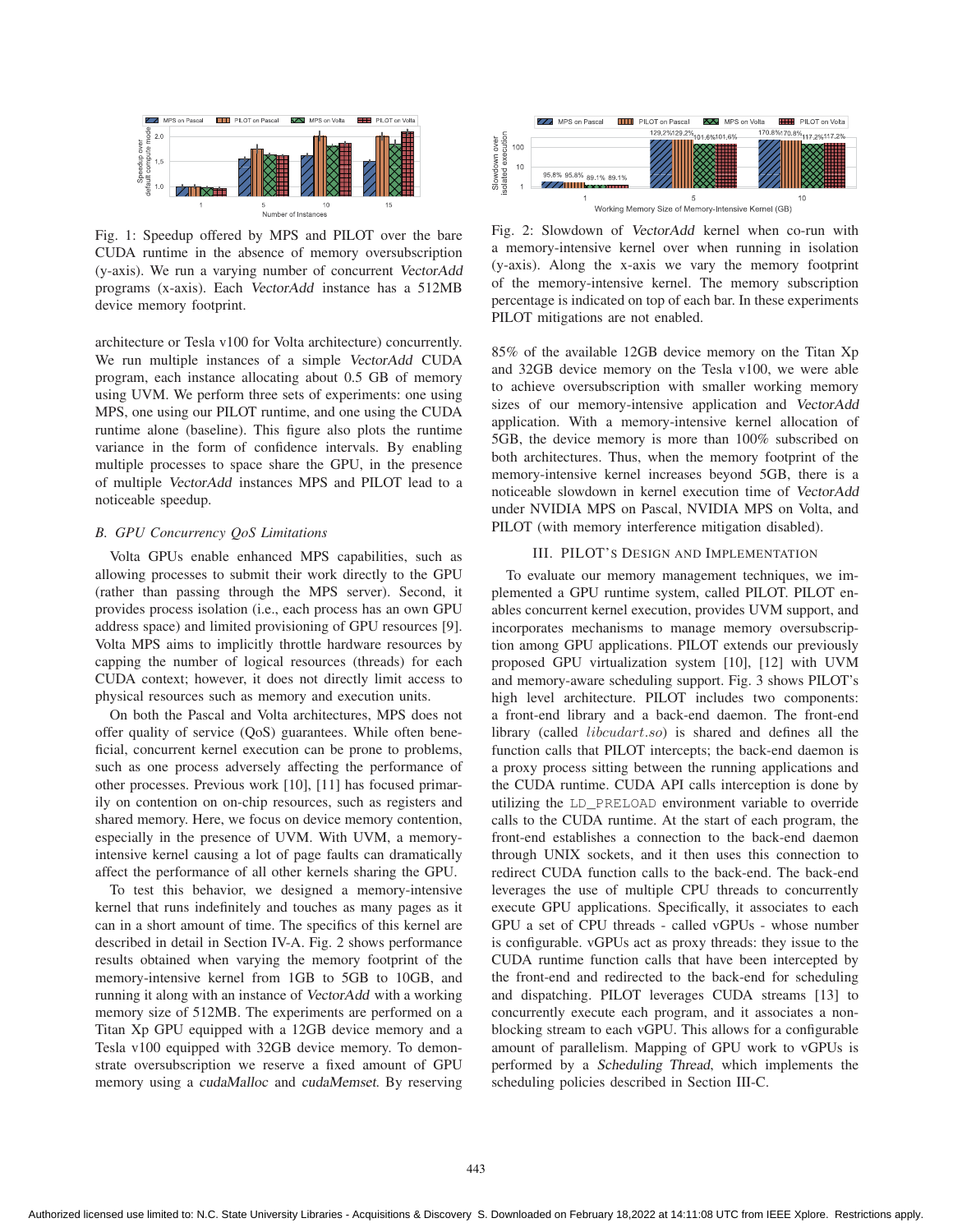Fig. 1: Speedup offered by MPS and PILOT over the bare CUDA runtime in the absence of memory oversubscription (y-axis). We run a varying number of concurrent *VectorAdd* programs (x-axis). Each *VectorAdd* instance has a 512MB device memory footprint.

architecture or Tesla v100 for Volta architecture) concurrently. We run multiple instances of a simple *VectorAdd* CUDA program, each instance allocating about 0.5 GB of memory using UVM. We perform three sets of experiments: one using MPS, one using our PILOT runtime, and one using the CUDA runtime alone (baseline). This figure also plots the runtime variance in the form of confidence intervals. By enabling multiple processes to space share the GPU, in the presence of multiple *VectorAdd* instances MPS and PILOT lead to a noticeable speedup.

### B. GPU Concurrency QoS Limitations

Volta GPUs enable enhanced MPS capabilities, such as allowing processes to submit their work directly to the GPU (rather than passing through the MPS server). Second, it provides process isolation (i.e., each process has an own GPU address space) and limited provisioning of GPU resources [9]. Volta MPS aims to implicitly throttle hardware resources by capping the number of logical resources (threads) for each CUDA context; however, it does not directly limit access to physical resources such as memory and execution units.

On both the Pascal and Volta architectures, MPS does not offer quality of service (QoS) guarantees. While often beneficial, concurrent kernel execution can be prone to problems, such as one process adversely affecting the performance of other processes. Previous work [10], [11] has focused primarily on contention on on-chip resources, such as registers and shared memory. Here, we focus on device memory contention, especially in the presence of UVM. With UVM, a memory-intensive kernel causing a lot of page faults can dramatically affect the performance of all other kernels sharing the GPU.

To test this behavior, we designed a memory-intensive kernel that runs indefinitely and touches as many pages as it can in a short amount of time. The specifics of this kernel are described in detail in Section IV-A. Fig. 2 shows performance results obtained when varying the memory footprint of the memory-intensive kernel from 1GB to 5GB to 10GB, and running it along with an instance of *VectorAdd* with a working memory size of 512MB. The experiments are performed on a Titan Xp GPU equipped with a 12GB device memory and a Tesla v100 equipped with 32GB device memory. To demonstrate oversubscription we reserve a fixed amount of GPU memory using a *cudaMalloc* and *cudaMemset*. By reserving

Fig. 2: Slowdown of *VectorAdd* kernel when co-run with a memory-intensive kernel over when running in isolation (y-axis). Along the x-axis we vary the memory footprint of the memory-intensive kernel. The memory subscription percentage is indicated on top of each bar. In these experiments PILOT mitigations are not enabled.

85% of the available 12GB device memory on the Titan Xp and 32GB device memory on the Tesla v100, we were able to achieve oversubscription with smaller working memory sizes of our memory-intensive application and *VectorAdd* application. With a memory-intensive kernel allocation of 5GB, the device memory is more than 100% subscribed on both architectures. Thus, when the memory footprint of the memory-intensive kernel increases beyond 5GB, there is a noticeable slowdown in kernel execution time of *VectorAdd* under NVIDIA MPS on Pascal, NVIDIA MPS on Volta, and PILOT (with memory interference mitigation disabled).

## III. PILOT'S DESIGN AND IMPLEMENTATION

To evaluate our memory management techniques, we implemented a GPU runtime system, called PILOT. PILOT enables concurrent kernel execution, provides UVM support, and incorporates mechanisms to manage memory oversubscription among GPU applications. PILOT extends our previously proposed GPU virtualization system [10], [12] with UVM and memory-aware scheduling support. Fig. 3 shows PILOT's high level architecture. PILOT includes two components: a front-end library and a back-end daemon. The front-end library (called *libcudart.so*) is shared and defines all the function calls that PILOT intercepts; the back-end daemon is a proxy process sitting between the running applications and the CUDA runtime. CUDA API calls interception is done by utilizing the `LD_PRELOAD` environment variable to override calls to the CUDA runtime. At the start of each program, the front-end establishes a connection to the back-end daemon through UNIX sockets, and it then uses this connection to redirect CUDA function calls to the back-end. The back-end leverages the use of multiple CPU threads to concurrently execute GPU applications. Specifically, it associates to each GPU a set of CPU threads - called vGPUs - whose number is configurable. vGPUs act as proxy threads: they issue to the CUDA runtime function calls that have been intercepted by the front-end and redirected to the back-end for scheduling and dispatching. PILOT leverages CUDA streams [13] to concurrently execute each program, and it associates a non-blocking stream to each vGPU. This allows for a configurable amount of parallelism. Mapping of GPU work to vGPUs is performed by a *Scheduling Thread*, which implements the scheduling policies described in Section III-C.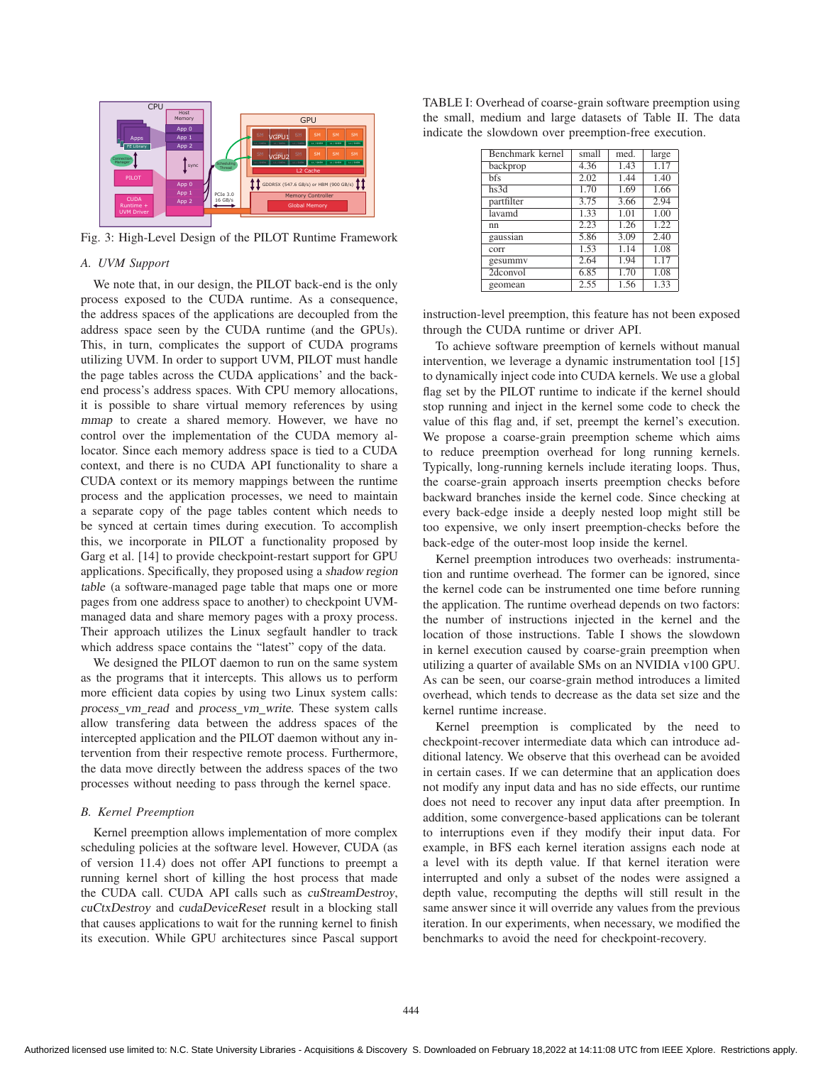Fig. 3: High-Level Design of the PILOT Runtime Framework

### A. UVM Support

We note that, in our design, the PILOT back-end is the only process exposed to the CUDA runtime. As a consequence, the address spaces of the applications are decoupled from the address space seen by the CUDA runtime (and the GPUs). This, in turn, complicates the support of CUDA programs utilizing UVM. In order to support UVM, PILOT must handle the page tables across the CUDA applications' and the back-end process's address spaces. With CPU memory allocations, it is possible to share virtual memory references by using *mmap* to create a shared memory. However, we have no control over the implementation of the CUDA memory allocator. Since each memory address space is tied to a CUDA context, and there is no CUDA API functionality to share a CUDA context or its memory mappings between the runtime process and the application processes, we need to maintain a separate copy of the page tables content which needs to be synced at certain times during execution. To accomplish this, we incorporate in PILOT a functionality proposed by Garg et al. [14] to provide checkpoint-restart support for GPU applications. Specifically, they proposed using a *shadow region table* (a software-managed page table that maps one or more pages from one address space to another) to checkpoint UVM-managed data and share memory pages with a proxy process. Their approach utilizes the Linux segfault handler to track which address space contains the "latest" copy of the data.

We designed the PILOT daemon to run on the same system as the programs that it intercepts. This allows us to perform more efficient data copies by using two Linux system calls: *process_vm_read* and *process_vm_write*. These system calls allow transfering data between the address spaces of the intercepted application and the PILOT daemon without any intervention from their respective remote process. Furthermore, the data move directly between the address spaces of the two processes without needing to pass through the kernel space.

### B. Kernel Preemption

Kernel preemption allows implementation of more complex scheduling policies at the software level. However, CUDA (as of version 11.4) does not offer API functions to preempt a running kernel short of killing the host process that made the CUDA call. CUDA API calls such as *cuStreamDestroy*, *cuCtxDestroy* and *cudaDeviceReset* result in a blocking stall that causes applications to wait for the running kernel to finish its execution. While GPU architectures since Pascal support instruction-level preemption, this feature has not been exposed through the CUDA runtime or driver API.

TABLE I: Overhead of coarse-grain software preemption using the small, medium and large datasets of Table II. The data indicate the slowdown over preemption-free execution.

| Benchmark kernel | small | med. | large |
|---|---|---|---|
| backprop | 4.36 | 1.43 | 1.17 |
| bfs | 2.02 | 1.44 | 1.40 |
| hs3d | 1.70 | 1.69 | 1.66 |
| partfilter | 3.75 | 3.66 | 2.94 |
| lavamd | 1.33 | 1.01 | 1.00 |
| nn | 2.23 | 1.26 | 1.22 |
| gaussian | 5.86 | 3.09 | 2.40 |
| corr | 1.53 | 1.14 | 1.08 |
| gesummv | 2.64 | 1.94 | 1.17 |
| 2dconvol | 6.85 | 1.70 | 1.08 |
| geomean | 2.55 | 1.56 | 1.33 |

To achieve software preemption of kernels without manual intervention, we leverage a dynamic instrumentation tool [15] to dynamically inject code into CUDA kernels. We use a global flag set by the PILOT runtime to indicate if the kernel should stop running and inject in the kernel some code to check the value of this flag and, if set, preempt the kernel's execution. We propose a coarse-grain preemption scheme which aims to reduce preemption overhead for long running kernels. Typically, long-running kernels include iterating loops. Thus, the coarse-grain approach inserts preemption checks before backward branches inside the kernel code. Since checking at every back-edge inside a deeply nested loop might still be too expensive, we only insert preemption-checks before the back-edge of the outer-most loop inside the kernel.

Kernel preemption introduces two overheads: instrumentation and runtime overhead. The former can be ignored, since the kernel code can be instrumented one time before running the application. The runtime overhead depends on two factors: the number of instructions injected in the kernel and the location of those instructions. Table I shows the slowdown in kernel execution caused by coarse-grain preemption when utilizing a quarter of available SMs on an NVIDIA v100 GPU. As can be seen, our coarse-grain method introduces a limited overhead, which tends to decrease as the data set size and the kernel runtime increase.

Kernel preemption is complicated by the need to checkpoint-recover intermediate data which can introduce additional latency. We observe that this overhead can be avoided in certain cases. If we can determine that an application does not modify any input data and has no side effects, our runtime does not need to recover any input data after preemption. In addition, some convergence-based applications can be tolerant to interruptions even if they modify their input data. For example, in BFS each kernel iteration assigns each node at a level with its depth value. If that kernel iteration were interrupted and only a subset of the nodes were assigned a depth value, recomputing the depths will still result in the same answer since it will override any values from the previous iteration. In our experiments, when necessary, we modified the benchmarks to avoid the need for checkpoint-recovery.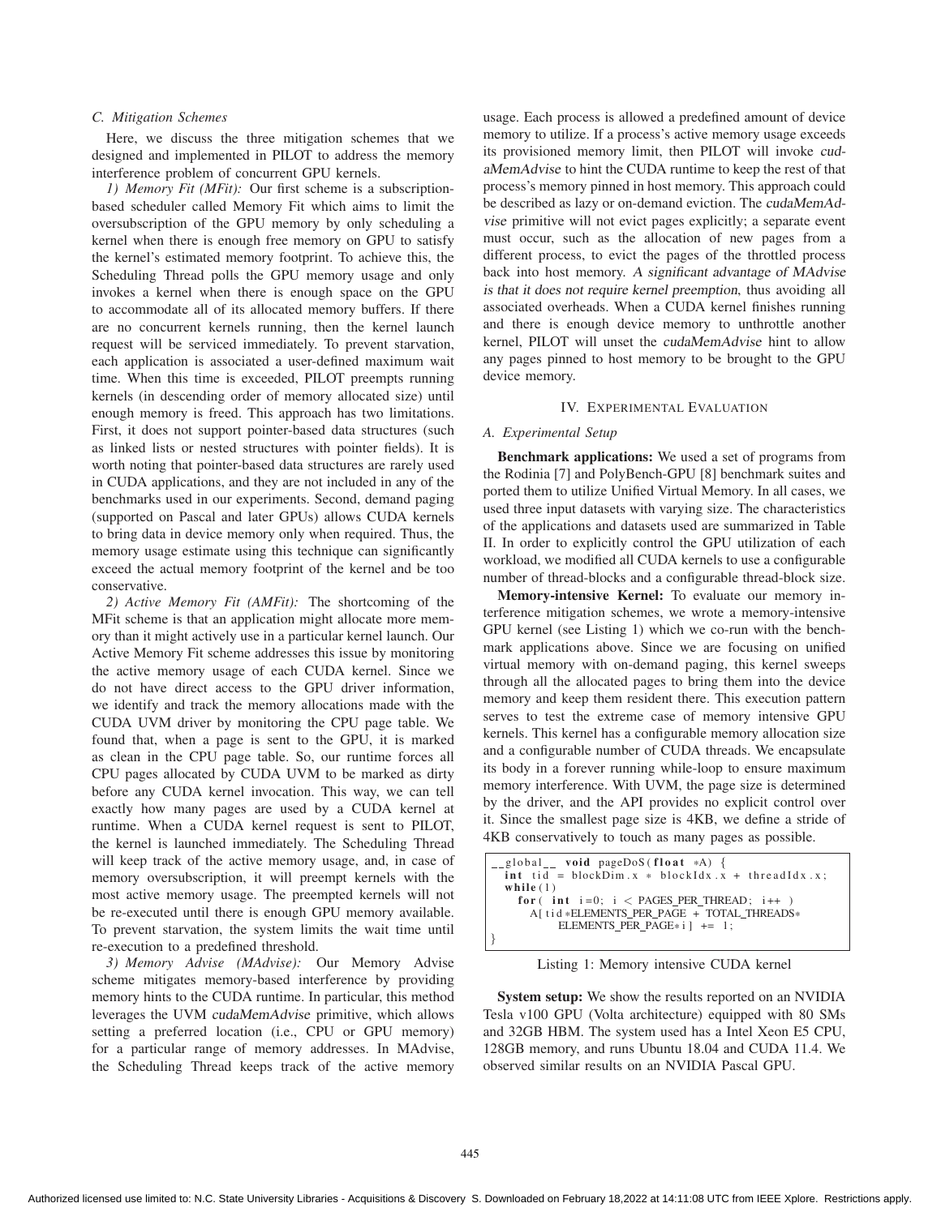### C. Mitigation Schemes

Here, we discuss the three mitigation schemes that we designed and implemented in PILOT to address the memory interference problem of concurrent GPU kernels.

*1) Memory Fit (MFit):* Our first scheme is a subscription-based scheduler called Memory Fit which aims to limit the oversubscription of the GPU memory by only scheduling a kernel when there is enough free memory on GPU to satisfy the kernel's estimated memory footprint. To achieve this, the Scheduling Thread polls the GPU memory usage and only invokes a kernel when there is enough space on the GPU to accommodate all of its allocated memory buffers. If there are no concurrent kernels running, then the kernel launch request will be serviced immediately. To prevent starvation, each application is associated a user-defined maximum wait time. When this time is exceeded, PILOT preempts running kernels (in descending order of memory allocated size) until enough memory is freed. This approach has two limitations. First, it does not support pointer-based data structures (such as linked lists or nested structures with pointer fields). It is worth noting that pointer-based data structures are rarely used in CUDA applications, and they are not included in any of the benchmarks used in our experiments. Second, demand paging (supported on Pascal and later GPUs) allows CUDA kernels to bring data in device memory only when required. Thus, the memory usage estimate using this technique can significantly exceed the actual memory footprint of the kernel and be too conservative.

*2) Active Memory Fit (AMFit):* The shortcoming of the MFit scheme is that an application might allocate more memory than it might actively use in a particular kernel launch. Our Active Memory Fit scheme addresses this issue by monitoring the active memory usage of each CUDA kernel. Since we do not have direct access to the GPU driver information, we identify and track the memory allocations made with the CUDA UVM driver by monitoring the CPU page table. We found that, when a page is sent to the GPU, it is marked as clean in the CPU page table. So, our runtime forces all CPU pages allocated by CUDA UVM to be marked as dirty before any CUDA kernel invocation. This way, we can tell exactly how many pages are used by a CUDA kernel at runtime. When a CUDA kernel request is sent to PILOT, the kernel is launched immediately. The Scheduling Thread will keep track of the active memory usage, and, in case of memory oversubscription, it will preempt kernels with the most active memory usage. The preempted kernels will not be re-executed until there is enough GPU memory available. To prevent starvation, the system limits the wait time until re-execution to a predefined threshold.

*3) Memory Advise (MAdvise):* Our Memory Advise scheme mitigates memory-based interference by providing memory hints to the CUDA runtime. In particular, this method leverages the UVM *cudaMemAdvise* primitive, which allows setting a preferred location (i.e., CPU or GPU memory) for a particular range of memory addresses. In MAdvise, the Scheduling Thread keeps track of the active memory usage. Each process is allowed a predefined amount of device memory to utilize. If a process's active memory usage exceeds its provisioned memory limit, then PILOT will invoke *cudaMemAdvise* to hint the CUDA runtime to keep the rest of that process's memory pinned in host memory. This approach could be described as lazy or on-demand eviction. The *cudaMemAdvise* primitive will not evict pages explicitly; a separate event must occur, such as the allocation of new pages from a different process, to evict the pages of the throttled process back into host memory. *A significant advantage of MAdvise is that it does not require kernel preemption*, thus avoiding all associated overheads. When a CUDA kernel finishes running and there is enough device memory to unthrottle another kernel, PILOT will unset the *cudaMemAdvise* hint to allow any pages pinned to host memory to be brought to the GPU device memory.

## IV. Experimental Evaluation

### A. Experimental Setup

**Benchmark applications:** We used a set of programs from the Rodinia [7] and PolyBench-GPU [8] benchmark suites and ported them to utilize Unified Virtual Memory. In all cases, we used three input datasets with varying size. The characteristics of the applications and datasets used are summarized in Table II. In order to explicitly control the GPU utilization of each workload, we modified all CUDA kernels to use a configurable number of thread-blocks and a configurable thread-block size.

**Memory-intensive Kernel:** To evaluate our memory interference mitigation schemes, we wrote a memory-intensive GPU kernel (see Listing 1) which we co-run with the benchmark applications above. Since we are focusing on unified virtual memory with on-demand paging, this kernel sweeps through all the allocated pages to bring them into the device memory and keep them resident there. This execution pattern serves to test the extreme case of memory intensive GPU kernels. This kernel has a configurable memory allocation size and a configurable number of CUDA threads. We encapsulate its body in a forever running while-loop to ensure maximum memory interference. With UVM, the page size is determined by the driver, and the API provides no explicit control over it. Since the smallest page size is 4KB, we define a stride of 4KB conservatively to touch as many pages as possible.

```
__global__ void pageDoS(float *A) {
  int tid = blockDim.x * blockIdx.x + threadIdx.x;
  while(1)
    for( int i=0; i < PAGES_PER_THREAD; i++ )
      A[tid*ELEMENTS_PER_PAGE + TOTAL_THREADS*
          ELEMENTS_PER_PAGE*i] += 1;
}
```

Listing 1: Memory intensive CUDA kernel

**System setup:** We show the results reported on an NVIDIA Tesla v100 GPU (Volta architecture) equipped with 80 SMs and 32GB HBM. The system used has a Intel Xeon E5 CPU, 128GB memory, and runs Ubuntu 18.04 and CUDA 11.4. We observed similar results on an NVIDIA Pascal GPU.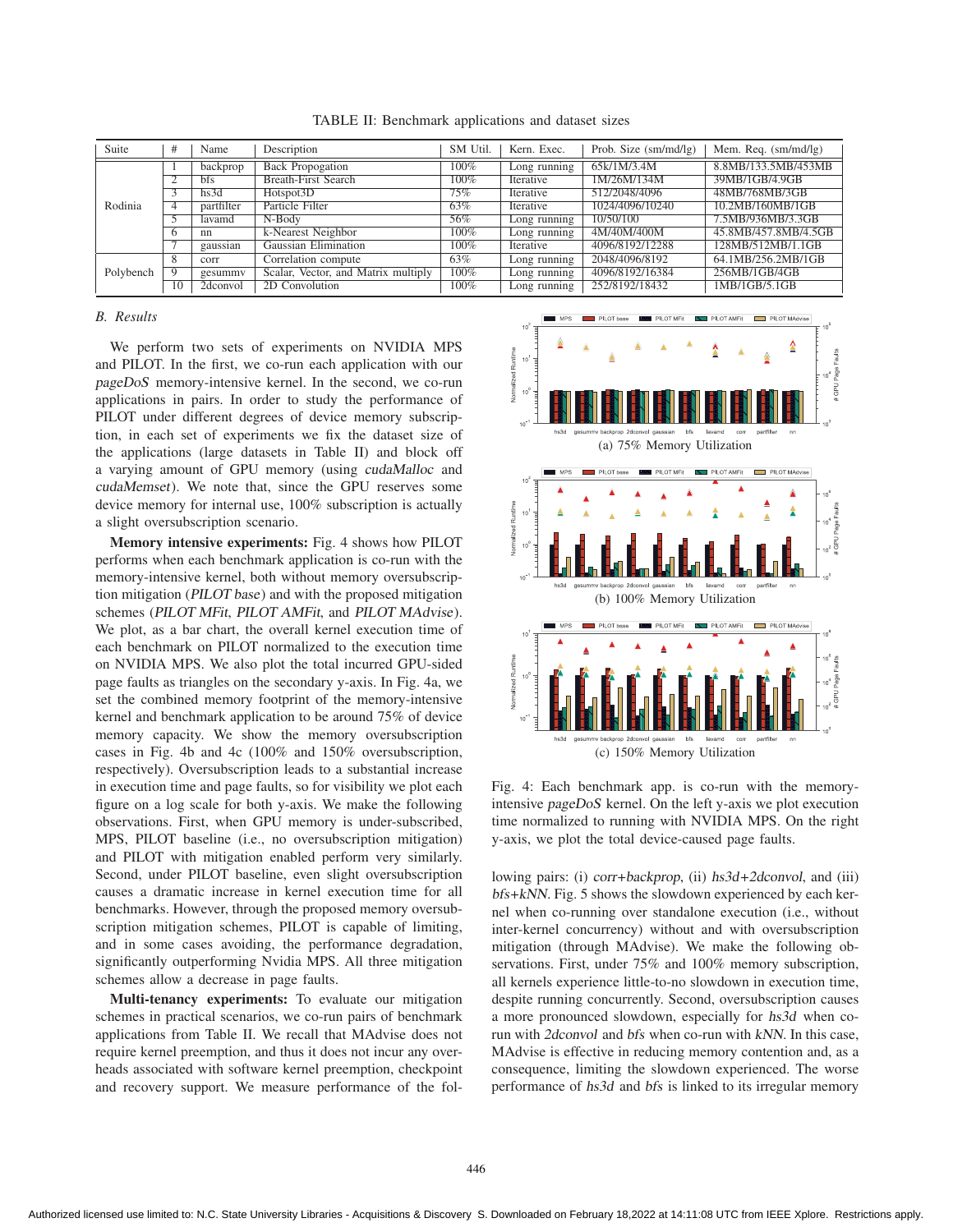TABLE II: Benchmark applications and dataset sizes

| Suite | # | Name | Description | SM Util. | Kern. Exec. | Prob. Size (sm/md/lg) | Mem. Req. (sm/md/lg) |
|---|---|---|---|---|---|---|---|
| Rodinia | 1 | backprop | Back Propogation | 100% | Long running | 65k/1M/3.4M | 8.8MB/133.5MB/453MB |
| | 2 | bfs | Breath-First Search | 100% | Iterative | 1M/26M/134M | 39MB/1GB/4.9GB |
| | 3 | hs3d | Hotspot3D | 75% | Iterative | 512/2048/4096 | 48MB/768MB/3GB |
| | 4 | partfilter | Particle Filter | 63% | Iterative | 1024/4096/10240 | 10.2MB/160MB/1GB |
| | 5 | lavamd | N-Body | 56% | Long running | 10/50/100 | 7.5MB/936MB/3.3GB |
| | 6 | nn | k-Nearest Neighbor | 100% | Long running | 4M/40M/400M | 45.8MB/457.8MB/4.5GB |
| | 7 | gaussian | Gaussian Elimination | 100% | Iterative | 4096/8192/12288 | 128MB/512MB/1.1GB |
| Polybench | 8 | corr | Correlation compute | 63% | Long running | 2048/4096/8192 | 64.1MB/256.2MB/1GB |
| | 9 | gesummv | Scalar, Vector, and Matrix multiply | 100% | Long running | 4096/8192/16384 | 256MB/1GB/4GB |
| | 10 | 2dconvol | 2D Convolution | 100% | Long running | 252/8192/18432 | 1MB/1GB/5.1GB |

### B. Results

We perform two sets of experiments on NVIDIA MPS and PILOT. In the first, we co-run each application with our *pageDoS* memory-intensive kernel. In the second, we co-run applications in pairs. In order to study the performance of PILOT under different degrees of device memory subscription, in each set of experiments we fix the dataset size of the applications (large datasets in Table II) and block off a varying amount of GPU memory (using *cudaMalloc* and *cudaMemset*). We note that, since the GPU reserves some device memory for internal use, 100% subscription is actually a slight oversubscription scenario.

**Memory intensive experiments:** Fig. 4 shows how PILOT performs when each benchmark application is co-run with the memory-intensive kernel, both without memory oversubscription mitigation (*PILOT base*) and with the proposed mitigation schemes (*PILOT MFit*, *PILOT AMFit*, and *PILOT MAdvise*). We plot, as a bar chart, the overall kernel execution time of each benchmark on PILOT normalized to the execution time on NVIDIA MPS. We also plot the total incurred GPU-sided page faults as triangles on the secondary y-axis. In Fig. 4a, we set the combined memory footprint of the memory-intensive kernel and benchmark application to be around 75% of device memory capacity. We show the memory oversubscription cases in Fig. 4b and 4c (100% and 150% oversubscription, respectively). Oversubscription leads to a substantial increase in execution time and page faults, so for visibility we plot each figure on a log scale for both y-axis. We make the following observations. First, when GPU memory is under-subscribed, MPS, PILOT baseline (i.e., no oversubscription mitigation) and PILOT with mitigation enabled perform very similarly. Second, under PILOT baseline, even slight oversubscription causes a dramatic increase in kernel execution time for all benchmarks. However, through the proposed memory oversubscription mitigation schemes, PILOT is capable of limiting, and in some cases avoiding, the performance degradation, significantly outperforming Nvidia MPS. All three mitigation schemes allow a decrease in page faults.

**Multi-tenancy experiments:** To evaluate our mitigation schemes in practical scenarios, we co-run pairs of benchmark applications from Table II. We recall that MAdvise does not require kernel preemption, and thus it does not incur any overheads associated with software kernel preemption, checkpoint and recovery support. We measure performance of the following pairs: (i) *corr+backprop*, (ii) *hs3d+2dconvol*, and (iii) *bfs+kNN*. Fig. 5 shows the slowdown experienced by each kernel when co-running over standalone execution (i.e., without inter-kernel concurrency) without and with oversubscription mitigation (through MAdvise). We make the following observations. First, under 75% and 100% memory subscription, all kernels experience little-to-no slowdown in execution time, despite running concurrently. Second, oversubscription causes a more pronounced slowdown, especially for *hs3d* when co-run with *2dconvol* and *bfs* when co-run with *kNN*. In this case, MAdvise is effective in reducing memory contention and, as a consequence, limiting the slowdown experienced. The worse performance of *hs3d* and *bfs* is linked to its irregular memory

(a) 75% Memory Utilization

(b) 100% Memory Utilization

(c) 150% Memory Utilization

Fig. 4: Each benchmark app. is co-run with the memory-intensive *pageDoS* kernel. On the left y-axis we plot execution time normalized to running with NVIDIA MPS. On the right y-axis, we plot the total device-caused page faults.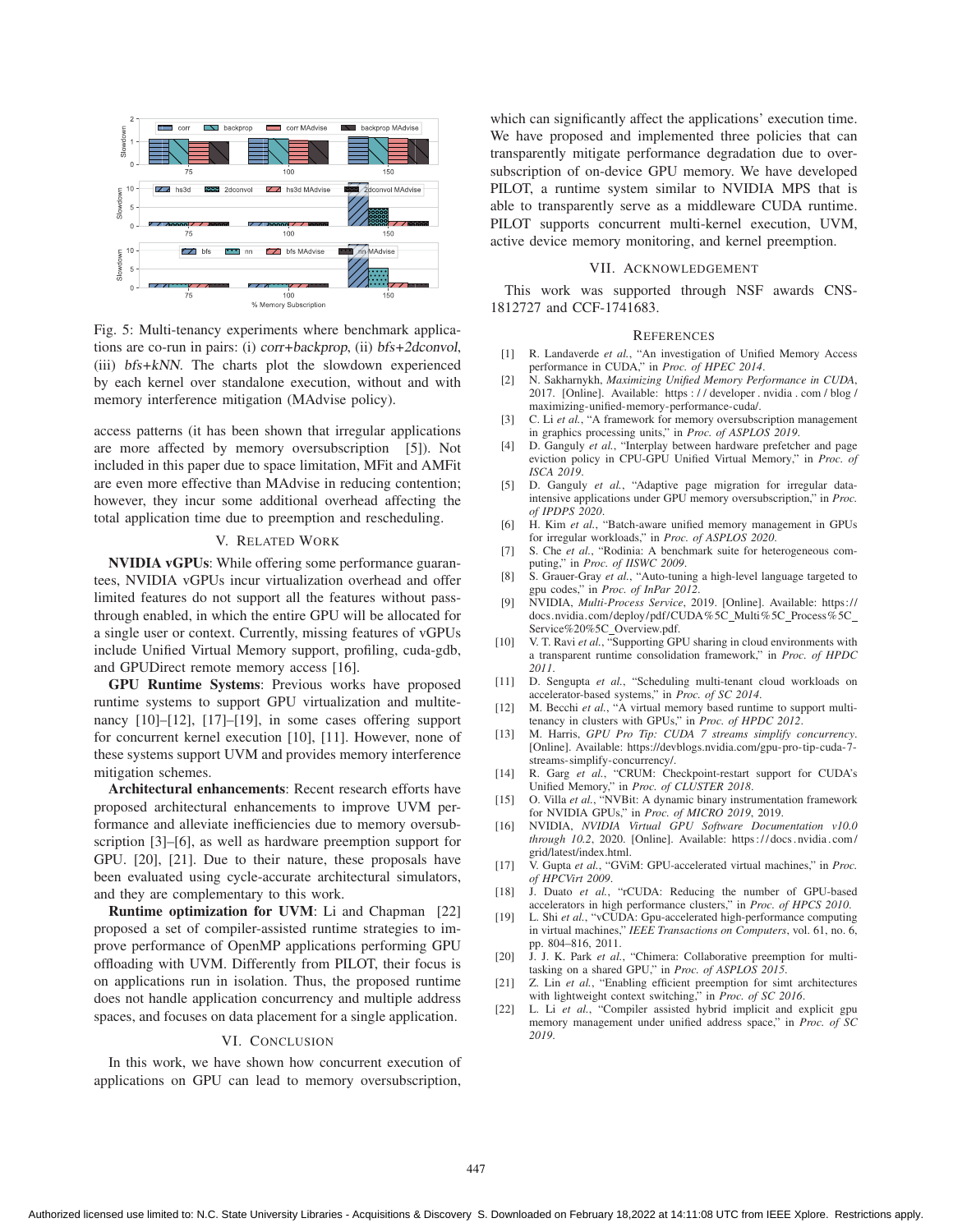2
1
0
Slowdown
corr
backprop
corr MAdvise
backprop MAdvise
75
100
150

10
5
0
Slowdown
hs3d
2dconvol
hs3d MAdvise
2dconvol MAdvise
75
100
150

10
5
0
Slowdown
bfs
nn
bfs MAdvise
nn MAdvise
75
100
150
% Memory Subscription

Fig. 5: Multi-tenancy experiments where benchmark applications are co-run in pairs: (i) *corr+backprop*, (ii) *bfs+2dconvol*, (iii) *bfs+kNN*. The charts plot the slowdown experienced by each kernel over standalone execution, without and with memory interference mitigation (MAdvise policy).

access patterns (it has been shown that irregular applications are more affected by memory oversubscription [5]). Not included in this paper due to space limitation, MFit and AMFit are even more effective than MAdvise in reducing contention; however, they incur some additional overhead affecting the total application time due to preemption and rescheduling.

## V. Related Work

**NVIDIA vGPUs**: While offering some performance guarantees, NVIDIA vGPUs incur virtualization overhead and offer limited features do not support all the features without pass-through enabled, in which the entire GPU will be allocated for a single user or context. Currently, missing features of vGPUs include Unified Virtual Memory support, profiling, cuda-gdb, and GPUDirect remote memory access [16].

**GPU Runtime Systems**: Previous works have proposed runtime systems to support GPU virtualization and multitenancy [10]–[12], [17]–[19], in some cases offering support for concurrent kernel execution [10], [11]. However, none of these systems support UVM and provides memory interference mitigation schemes.

**Architectural enhancements**: Recent research efforts have proposed architectural enhancements to improve UVM performance and alleviate inefficiencies due to memory oversubscription [3]–[6], as well as hardware preemption support for GPU. [20], [21]. Due to their nature, these proposals have been evaluated using cycle-accurate architectural simulators, and they are complementary to this work.

**Runtime optimization for UVM**: Li and Chapman [22] proposed a set of compiler-assisted runtime strategies to improve performance of OpenMP applications performing GPU offloading with UVM. Differently from PILOT, their focus is on applications run in isolation. Thus, the proposed runtime does not handle application concurrency and multiple address spaces, and focuses on data placement for a single application.

## VI. Conclusion

In this work, we have shown how concurrent execution of applications on GPU can lead to memory oversubscription, which can significantly affect the applications' execution time. We have proposed and implemented three policies that can transparently mitigate performance degradation due to oversubscription of on-device GPU memory. We have developed PILOT, a runtime system similar to NVIDIA MPS that is able to transparently serve as a middleware CUDA runtime. PILOT supports concurrent multi-kernel execution, UVM, active device memory monitoring, and kernel preemption.

## VII. Acknowledgement

This work was supported through NSF awards CNS-1812727 and CCF-1741683.

## References

[1] R. Landaverde *et al.*, "An investigation of Unified Memory Access performance in CUDA," in *Proc. of HPEC 2014*.

[2] N. Sakharnykh, *Maximizing Unified Memory Performance in CUDA*, 2017. [Online]. Available: https://developer.nvidia.com/blog/maximizing-unified-memory-performance-cuda/.

[3] C. Li *et al.*, "A framework for memory oversubscription management in graphics processing units," in *Proc. of ASPLOS 2019*.

[4] D. Ganguly *et al.*, "Interplay between hardware prefetcher and page eviction policy in CPU-GPU Unified Virtual Memory," in *Proc. of ISCA 2019*.

[5] D. Ganguly *et al.*, "Adaptive page migration for irregular data-intensive applications under GPU memory oversubscription," in *Proc. of IPDPS 2020*.

[6] H. Kim *et al.*, "Batch-aware unified memory management in GPUs for irregular workloads," in *Proc. of ASPLOS 2020*.

[7] S. Che *et al.*, "Rodinia: A benchmark suite for heterogeneous computing," in *Proc. of IISWC 2009*.

[8] S. Grauer-Gray *et al.*, "Auto-tuning a high-level language targeted to gpu codes," in *Proc. of InPar 2012*.

[9] NVIDIA, *Multi-Process Service*, 2019. [Online]. Available: https://docs.nvidia.com/deploy/pdf/CUDA%5C_Multi%5C_Process%5C_Service%20%5C_Overview.pdf.

[10] V. T. Ravi *et al.*, "Supporting GPU sharing in cloud environments with a transparent runtime consolidation framework," in *Proc. of HPDC 2011*.

[11] D. Sengupta *et al.*, "Scheduling multi-tenant cloud workloads on accelerator-based systems," in *Proc. of SC 2014*.

[12] M. Becchi *et al.*, "A virtual memory based runtime to support multi-tenancy in clusters with GPUs," in *Proc. of HPDC 2012*.

[13] M. Harris, *GPU Pro Tip: CUDA 7 streams simplify concurrency*. [Online]. Available: https://devblogs.nvidia.com/gpu-pro-tip-cuda-7-streams-simplify-concurrency/.

[14] R. Garg *et al.*, "CRUM: Checkpoint-restart support for CUDA's Unified Memory," in *Proc. of CLUSTER 2018*.

[15] O. Villa *et al.*, "NVBit: A dynamic binary instrumentation framework for NVIDIA GPUs," in *Proc. of MICRO 2019*, 2019.

[16] NVIDIA, *NVIDIA Virtual GPU Software Documentation v10.0 through 10.2*, 2020. [Online]. Available: https://docs.nvidia.com/grid/latest/index.html.

[17] V. Gupta *et al.*, "GViM: GPU-accelerated virtual machines," in *Proc. of HPCVirt 2009*.

[18] J. Duato *et al.*, "rCUDA: Reducing the number of GPU-based accelerators in high performance clusters," in *Proc. of HPCS 2010*.

[19] L. Shi *et al.*, "vCUDA: Gpu-accelerated high-performance computing in virtual machines," *IEEE Transactions on Computers*, vol. 61, no. 6, pp. 804–816, 2011.

[20] J. J. K. Park *et al.*, "Chimera: Collaborative preemption for multitasking on a shared GPU," in *Proc. of ASPLOS 2015*.

[21] Z. Lin *et al.*, "Enabling efficient preemption for simt architectures with lightweight context switching," in *Proc. of SC 2016*.

[22] L. Li *et al.*, "Compiler assisted hybrid implicit and explicit gpu memory management under unified address space," in *Proc. of SC 2019*.